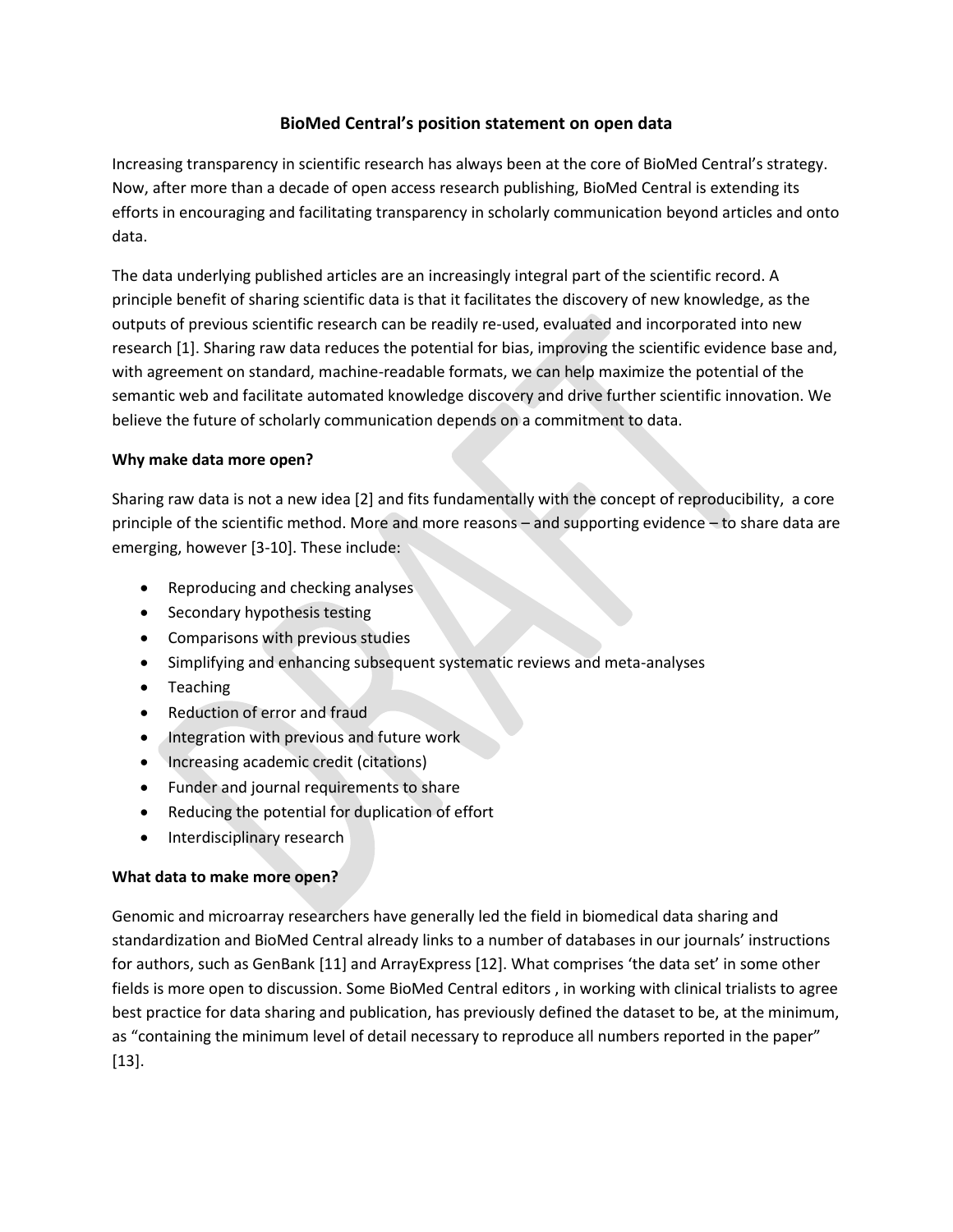# BioMed Central's position statement on open data

Increasing transparency in scientific research has always been at the core of BioMed Central's strategy. Now, after more than a decade of open access research publishing, BioMed Central is extending its efforts in encouraging and facilitating transparency in scholarly communication beyond articles and onto data.

The data underlying published articles are an increasingly integral part of the scientific record. A principle benefit of sharing scientific data is that it facilitates the discovery of new knowledge, as the outputs of previous scientific research can be readily re-used, evaluated and incorporated into new research [1]. Sharing raw data reduces the potential for bias, improving the scientific evidence base and, with agreement on standard, machine-readable formats, we can help maximize the potential of the semantic web and facilitate automated knowledge discovery and drive further scientific innovation. We believe the future of scholarly communication depends on a commitment to data.

**Why make data more open?**

Sharing raw data is not a new idea [2] and fits fundamentally with the concept of reproducibility, a core principle of the scientific method. More and more reasons – and supporting evidence – to share data are emerging, however [3-10]. These include:

- Reproducing and checking analyses
- Secondary hypothesis testing
- Comparisons with previous studies
- Simplifying and enhancing subsequent systematic reviews and meta-analyses
- Teaching
- Reduction of error and fraud
- Integration with previous and future work
- Increasing academic credit (citations)
- Funder and journal requirements to share
- Reducing the potential for duplication of effort
- Interdisciplinary research

**What data to make more open?**

Genomic and microarray researchers have generally led the field in biomedical data sharing and standardization and BioMed Central already links to a number of databases in our journals' instructions for authors, such as GenBank [11] and ArrayExpress [12]. What comprises 'the data set' in some other fields is more open to discussion. Some BioMed Central editors , in working with clinical trialists to agree best practice for data sharing and publication, has previously defined the dataset to be, at the minimum, as "containing the minimum level of detail necessary to reproduce all numbers reported in the paper" [13].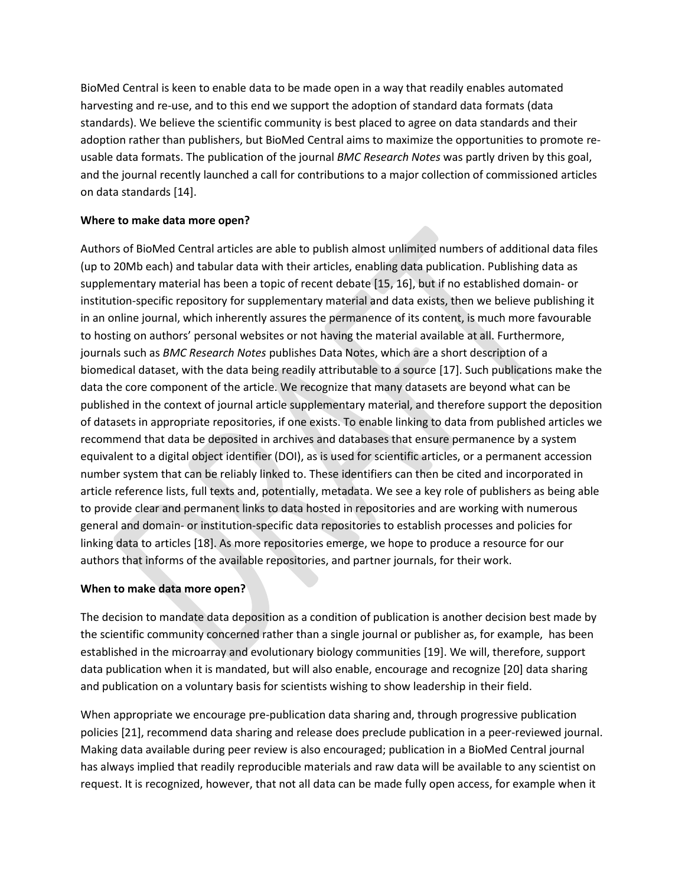BioMed Central is keen to enable data to be made open in a way that readily enables automated harvesting and re-use, and to this end we support the adoption of standard data formats (data standards). We believe the scientific community is best placed to agree on data standards and their adoption rather than publishers, but BioMed Central aims to maximize the opportunities to promote re-usable data formats. The publication of the journal *BMC Research Notes* was partly driven by this goal, and the journal recently launched a call for contributions to a major collection of commissioned articles on data standards [14].

**Where to make data more open?**

Authors of BioMed Central articles are able to publish almost unlimited numbers of additional data files (up to 20Mb each) and tabular data with their articles, enabling data publication. Publishing data as supplementary material has been a topic of recent debate [15, 16], but if no established domain- or institution-specific repository for supplementary material and data exists, then we believe publishing it in an online journal, which inherently assures the permanence of its content, is much more favourable to hosting on authors' personal websites or not having the material available at all. Furthermore, journals such as *BMC Research Notes* publishes Data Notes, which are a short description of a biomedical dataset, with the data being readily attributable to a source [17]. Such publications make the data the core component of the article. We recognize that many datasets are beyond what can be published in the context of journal article supplementary material, and therefore support the deposition of datasets in appropriate repositories, if one exists. To enable linking to data from published articles we recommend that data be deposited in archives and databases that ensure permanence by a system equivalent to a digital object identifier (DOI), as is used for scientific articles, or a permanent accession number system that can be reliably linked to. These identifiers can then be cited and incorporated in article reference lists, full texts and, potentially, metadata. We see a key role of publishers as being able to provide clear and permanent links to data hosted in repositories and are working with numerous general and domain- or institution-specific data repositories to establish processes and policies for linking data to articles [18]. As more repositories emerge, we hope to produce a resource for our authors that informs of the available repositories, and partner journals, for their work.

**When to make data more open?**

The decision to mandate data deposition as a condition of publication is another decision best made by the scientific community concerned rather than a single journal or publisher as, for example, has been established in the microarray and evolutionary biology communities [19]. We will, therefore, support data publication when it is mandated, but will also enable, encourage and recognize [20] data sharing and publication on a voluntary basis for scientists wishing to show leadership in their field.

When appropriate we encourage pre-publication data sharing and, through progressive publication policies [21], recommend data sharing and release does preclude publication in a peer-reviewed journal. Making data available during peer review is also encouraged; publication in a BioMed Central journal has always implied that readily reproducible materials and raw data will be available to any scientist on request. It is recognized, however, that not all data can be made fully open access, for example when it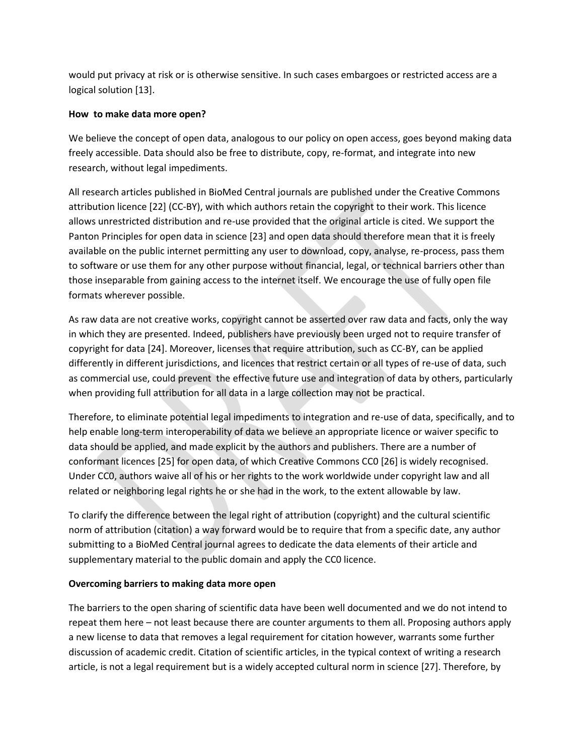would put privacy at risk or is otherwise sensitive. In such cases embargoes or restricted access are a logical solution [13].

**How to make data more open?**

We believe the concept of open data, analogous to our policy on open access, goes beyond making data freely accessible. Data should also be free to distribute, copy, re-format, and integrate into new research, without legal impediments.

All research articles published in BioMed Central journals are published under the Creative Commons attribution licence [22] (CC-BY), with which authors retain the copyright to their work. This licence allows unrestricted distribution and re-use provided that the original article is cited. We support the Panton Principles for open data in science [23] and open data should therefore mean that it is freely available on the public internet permitting any user to download, copy, analyse, re-process, pass them to software or use them for any other purpose without financial, legal, or technical barriers other than those inseparable from gaining access to the internet itself. We encourage the use of fully open file formats wherever possible.

As raw data are not creative works, copyright cannot be asserted over raw data and facts, only the way in which they are presented. Indeed, publishers have previously been urged not to require transfer of copyright for data [24]. Moreover, licenses that require attribution, such as CC-BY, can be applied differently in different jurisdictions, and licences that restrict certain or all types of re-use of data, such as commercial use, could prevent the effective future use and integration of data by others, particularly when providing full attribution for all data in a large collection may not be practical.

Therefore, to eliminate potential legal impediments to integration and re-use of data, specifically, and to help enable long-term interoperability of data we believe an appropriate licence or waiver specific to data should be applied, and made explicit by the authors and publishers. There are a number of conformant licences [25] for open data, of which Creative Commons CC0 [26] is widely recognised. Under CC0, authors waive all of his or her rights to the work worldwide under copyright law and all related or neighboring legal rights he or she had in the work, to the extent allowable by law.

To clarify the difference between the legal right of attribution (copyright) and the cultural scientific norm of attribution (citation) a way forward would be to require that from a specific date, any author submitting to a BioMed Central journal agrees to dedicate the data elements of their article and supplementary material to the public domain and apply the CC0 licence.

**Overcoming barriers to making data more open**

The barriers to the open sharing of scientific data have been well documented and we do not intend to repeat them here – not least because there are counter arguments to them all. Proposing authors apply a new license to data that removes a legal requirement for citation however, warrants some further discussion of academic credit. Citation of scientific articles, in the typical context of writing a research article, is not a legal requirement but is a widely accepted cultural norm in science [27]. Therefore, by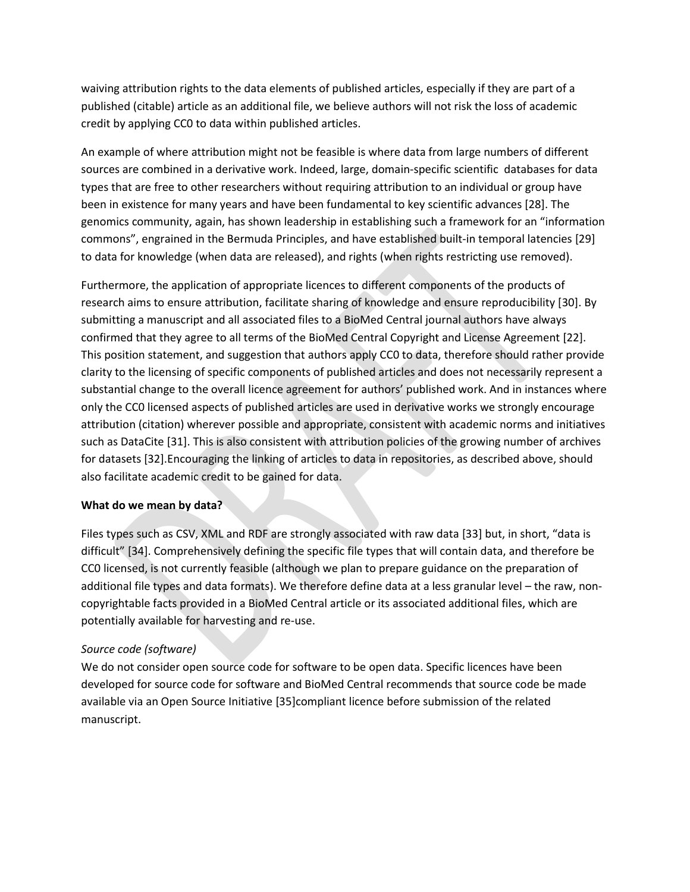waiving attribution rights to the data elements of published articles, especially if they are part of a published (citable) article as an additional file, we believe authors will not risk the loss of academic credit by applying CC0 to data within published articles.

An example of where attribution might not be feasible is where data from large numbers of different sources are combined in a derivative work. Indeed, large, domain-specific scientific databases for data types that are free to other researchers without requiring attribution to an individual or group have been in existence for many years and have been fundamental to key scientific advances [28]. The genomics community, again, has shown leadership in establishing such a framework for an "information commons", engrained in the Bermuda Principles, and have established built-in temporal latencies [29] to data for knowledge (when data are released), and rights (when rights restricting use removed).

Furthermore, the application of appropriate licences to different components of the products of research aims to ensure attribution, facilitate sharing of knowledge and ensure reproducibility [30]. By submitting a manuscript and all associated files to a BioMed Central journal authors have always confirmed that they agree to all terms of the BioMed Central Copyright and License Agreement [22]. This position statement, and suggestion that authors apply CC0 to data, therefore should rather provide clarity to the licensing of specific components of published articles and does not necessarily represent a substantial change to the overall licence agreement for authors' published work. And in instances where only the CC0 licensed aspects of published articles are used in derivative works we strongly encourage attribution (citation) wherever possible and appropriate, consistent with academic norms and initiatives such as DataCite [31]. This is also consistent with attribution policies of the growing number of archives for datasets [32].Encouraging the linking of articles to data in repositories, as described above, should also facilitate academic credit to be gained for data.

**What do we mean by data?**

Files types such as CSV, XML and RDF are strongly associated with raw data [33] but, in short, "data is difficult" [34]. Comprehensively defining the specific file types that will contain data, and therefore be CC0 licensed, is not currently feasible (although we plan to prepare guidance on the preparation of additional file types and data formats). We therefore define data at a less granular level – the raw, non-copyrightable facts provided in a BioMed Central article or its associated additional files, which are potentially available for harvesting and re-use.

*Source code (software)*

We do not consider open source code for software to be open data. Specific licences have been developed for source code for software and BioMed Central recommends that source code be made available via an Open Source Initiative [35]compliant licence before submission of the related manuscript.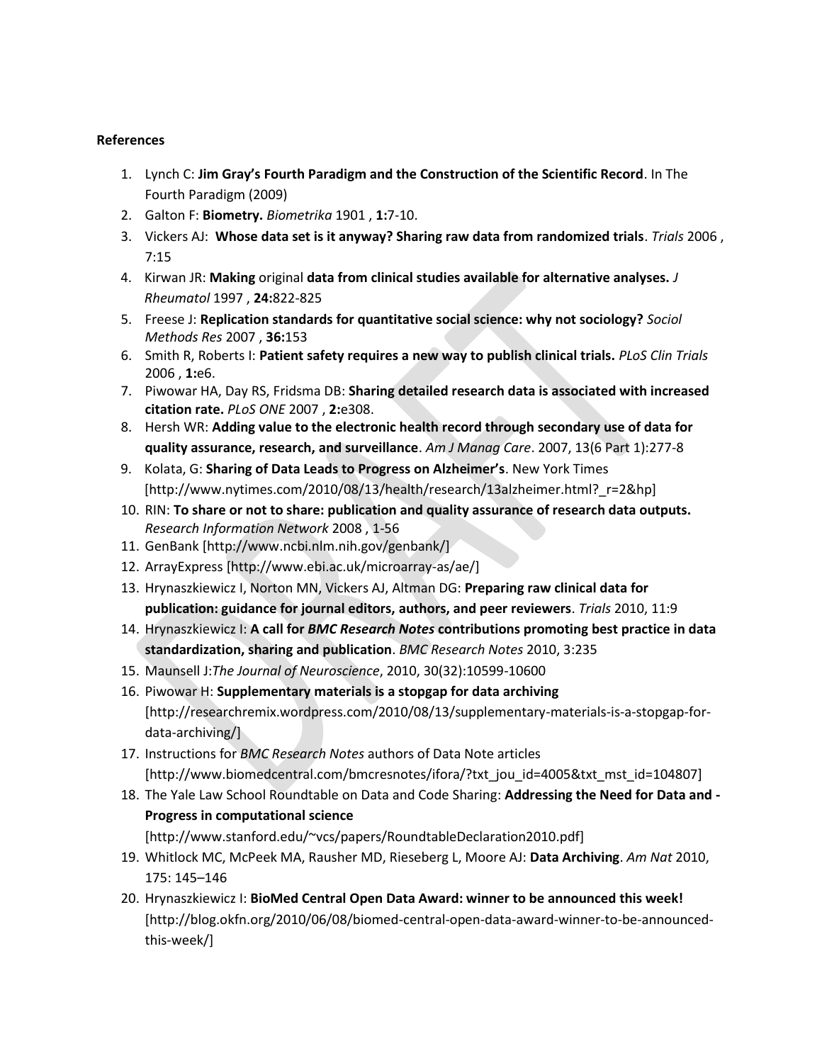**References**

1. Lynch C: **Jim Gray's Fourth Paradigm and the Construction of the Scientific Record**. In The Fourth Paradigm (2009)
2. Galton F: **Biometry.** *Biometrika* 1901 , **1:**7-10.
3. Vickers AJ: **Whose data set is it anyway? Sharing raw data from randomized trials**. *Trials* 2006 , 7:15
4. Kirwan JR: **Making** original **data from clinical studies available for alternative analyses.** *J Rheumatol* 1997 , **24:**822-825
5. Freese J: **Replication standards for quantitative social science: why not sociology?** *Sociol Methods Res* 2007 , **36:**153
6. Smith R, Roberts I: **Patient safety requires a new way to publish clinical trials.** *PLoS Clin Trials* 2006 , **1:**e6.
7. Piwowar HA, Day RS, Fridsma DB: **Sharing detailed research data is associated with increased citation rate.** *PLoS ONE* 2007 , **2:**e308.
8. Hersh WR: **Adding value to the electronic health record through secondary use of data for quality assurance, research, and surveillance**. *Am J Manag Care*. 2007, 13(6 Part 1):277-8
9. Kolata, G: **Sharing of Data Leads to Progress on Alzheimer's**. New York Times [http://www.nytimes.com/2010/08/13/health/research/13alzheimer.html?_r=2&hp]
10. RIN: **To share or not to share: publication and quality assurance of research data outputs.** *Research Information Network* 2008 , 1-56
11. GenBank [http://www.ncbi.nlm.nih.gov/genbank/]
12. ArrayExpress [http://www.ebi.ac.uk/microarray-as/ae/]
13. Hrynaszkiewicz I, Norton MN, Vickers AJ, Altman DG: **Preparing raw clinical data for publication: guidance for journal editors, authors, and peer reviewers**. *Trials* 2010, 11:9
14. Hrynaszkiewicz I: **A call for *BMC Research Notes* contributions promoting best practice in data standardization, sharing and publication**. *BMC Research Notes* 2010, 3:235
15. Maunsell J:*The Journal of Neuroscience*, 2010, 30(32):10599-10600
16. Piwowar H: **Supplementary materials is a stopgap for data archiving** [http://researchremix.wordpress.com/2010/08/13/supplementary-materials-is-a-stopgap-for-data-archiving/]
17. Instructions for *BMC Research Notes* authors of Data Note articles [http://www.biomedcentral.com/bmcresnotes/ifora/?txt_jou_id=4005&txt_mst_id=104807]
18. The Yale Law School Roundtable on Data and Code Sharing: **Addressing the Need for Data and - Progress in computational science** [http://www.stanford.edu/~vcs/papers/RoundtableDeclaration2010.pdf]
19. Whitlock MC, McPeek MA, Rausher MD, Rieseberg L, Moore AJ: **Data Archiving**. *Am Nat* 2010, 175: 145–146
20. Hrynaszkiewicz I: **BioMed Central Open Data Award: winner to be announced this week!** [http://blog.okfn.org/2010/06/08/biomed-central-open-data-award-winner-to-be-announced-this-week/]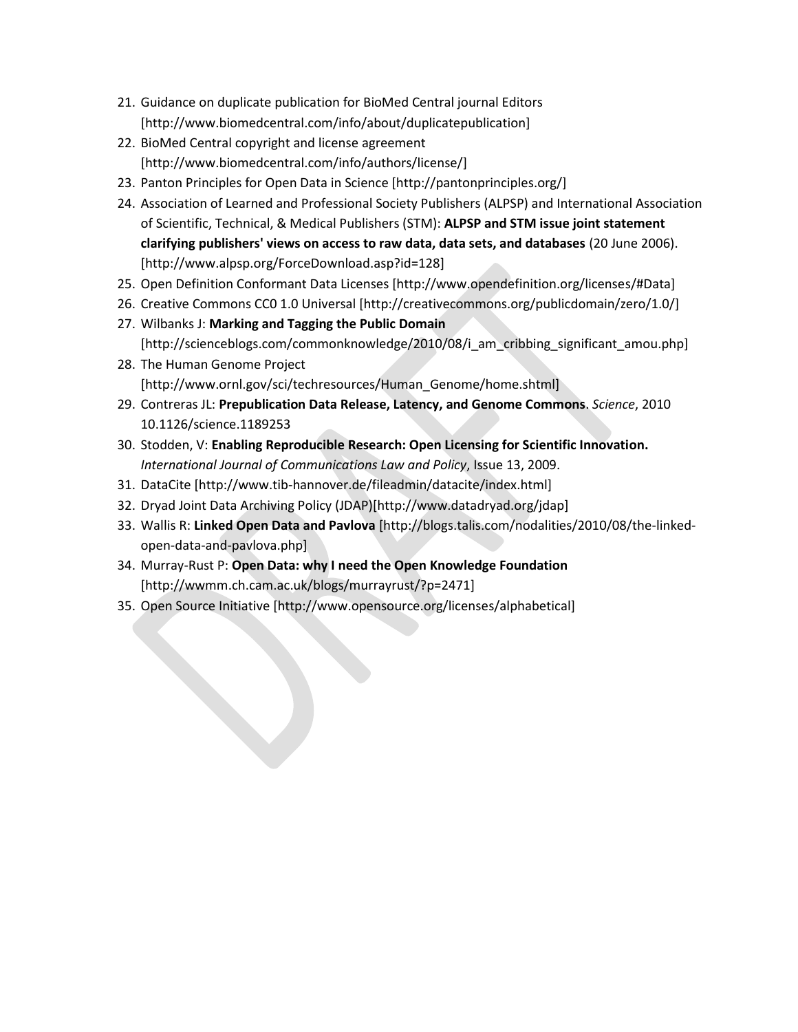21. Guidance on duplicate publication for BioMed Central journal Editors [http://www.biomedcentral.com/info/about/duplicatepublication]
22. BioMed Central copyright and license agreement [http://www.biomedcentral.com/info/authors/license/]
23. Panton Principles for Open Data in Science [http://pantonprinciples.org/]
24. Association of Learned and Professional Society Publishers (ALPSP) and International Association of Scientific, Technical, & Medical Publishers (STM): **ALPSP and STM issue joint statement clarifying publishers' views on access to raw data, data sets, and databases** (20 June 2006). [http://www.alpsp.org/ForceDownload.asp?id=128]
25. Open Definition Conformant Data Licenses [http://www.opendefinition.org/licenses/#Data]
26. Creative Commons CC0 1.0 Universal [http://creativecommons.org/publicdomain/zero/1.0/]
27. Wilbanks J: **Marking and Tagging the Public Domain** [http://scienceblogs.com/commonknowledge/2010/08/i_am_cribbing_significant_amou.php]
28. The Human Genome Project [http://www.ornl.gov/sci/techresources/Human_Genome/home.shtml]
29. Contreras JL: **Prepublication Data Release, Latency, and Genome Commons**. *Science*, 2010 10.1126/science.1189253
30. Stodden, V: **Enabling Reproducible Research: Open Licensing for Scientific Innovation.** *International Journal of Communications Law and Policy*, Issue 13, 2009.
31. DataCite [http://www.tib-hannover.de/fileadmin/datacite/index.html]
32. Dryad Joint Data Archiving Policy (JDAP)[http://www.datadryad.org/jdap]
33. Wallis R: **Linked Open Data and Pavlova** [http://blogs.talis.com/nodalities/2010/08/the-linked-open-data-and-pavlova.php]
34. Murray-Rust P: **Open Data: why I need the Open Knowledge Foundation** [http://wwmm.ch.cam.ac.uk/blogs/murrayrust/?p=2471]
35. Open Source Initiative [http://www.opensource.org/licenses/alphabetical]